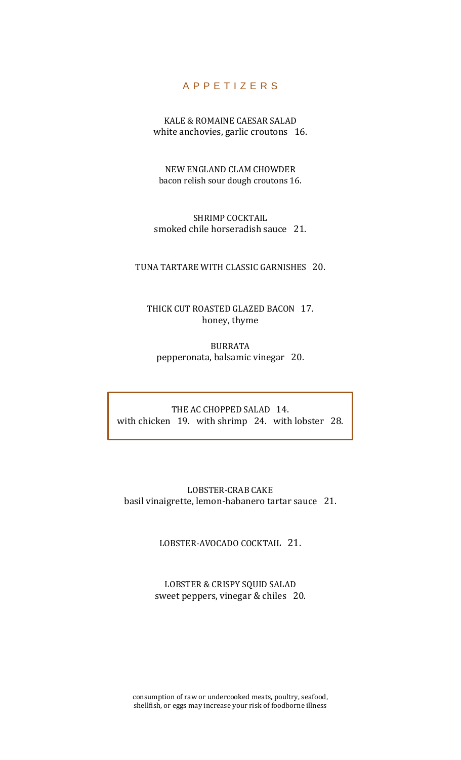# APPETIZERS

KALE & ROMAINE CAESAR SALAD
white anchovies, garlic croutons 16.

NEW ENGLAND CLAM CHOWDER
bacon relish sour dough croutons 16.

SHRIMP COCKTAIL
smoked chile horseradish sauce 21.

TUNA TARTARE WITH CLASSIC GARNISHES 20.

THICK CUT ROASTED GLAZED BACON 17.
honey, thyme

BURRATA
pepperonata, balsamic vinegar 20.

THE AC CHOPPED SALAD 14.
with chicken 19. with shrimp 24. with lobster 28.

LOBSTER-CRAB CAKE
basil vinaigrette, lemon-habanero tartar sauce 21.

LOBSTER-AVOCADO COCKTAIL 21.

LOBSTER & CRISPY SQUID SALAD
sweet peppers, vinegar & chiles 20.

consumption of raw or undercooked meats, poultry, seafood, shellfish, or eggs may increase your risk of foodborne illness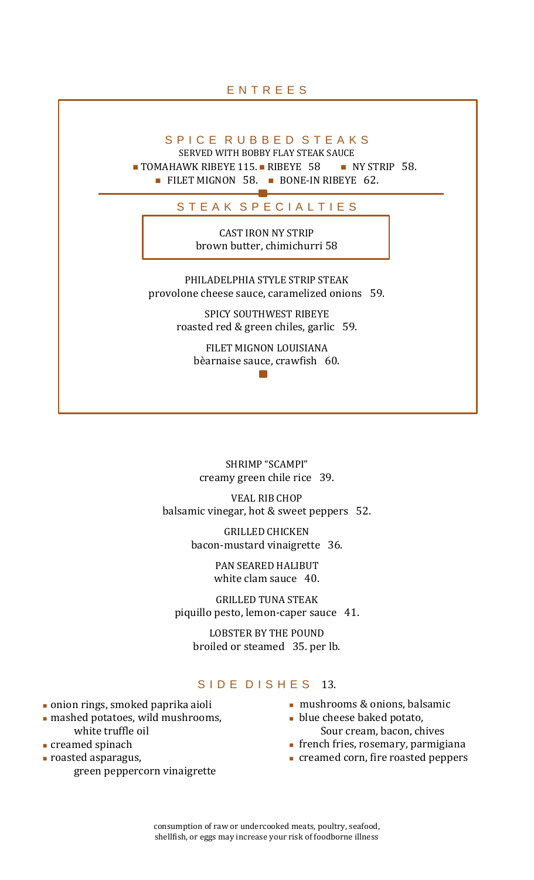# ENTREES

## SPICE RUBBED STEAKS

SERVED WITH BOBBY FLAY STEAK SAUCE

- TOMAHAWK RIBEYE 115.
- RIBEYE 58
- NY STRIP 58.
- FILET MIGNON 58.
- BONE-IN RIBEYE 62.

## STEAK SPECIALTIES

CAST IRON NY STRIP
brown butter, chimichurri 58

PHILADELPHIA STYLE STRIP STEAK
provolone cheese sauce, caramelized onions 59.

SPICY SOUTHWEST RIBEYE
roasted red & green chiles, garlic 59.

FILET MIGNON LOUISIANA
bèarnaise sauce, crawfish 60.

SHRIMP "SCAMPI"
creamy green chile rice 39.

VEAL RIB CHOP
balsamic vinegar, hot & sweet peppers 52.

GRILLED CHICKEN
bacon-mustard vinaigrette 36.

PAN SEARED HALIBUT
white clam sauce 40.

GRILLED TUNA STEAK
piquillo pesto, lemon-caper sauce 41.

LOBSTER BY THE POUND
broiled or steamed 35. per lb.

## SIDE DISHES 13.

- onion rings, smoked paprika aioli
- mashed potatoes, wild mushrooms, white truffle oil
- creamed spinach
- roasted asparagus, green peppercorn vinaigrette
- mushrooms & onions, balsamic
- blue cheese baked potato, Sour cream, bacon, chives
- french fries, rosemary, parmigiana
- creamed corn, fire roasted peppers

consumption of raw or undercooked meats, poultry, seafood, shellfish, or eggs may increase your risk of foodborne illness